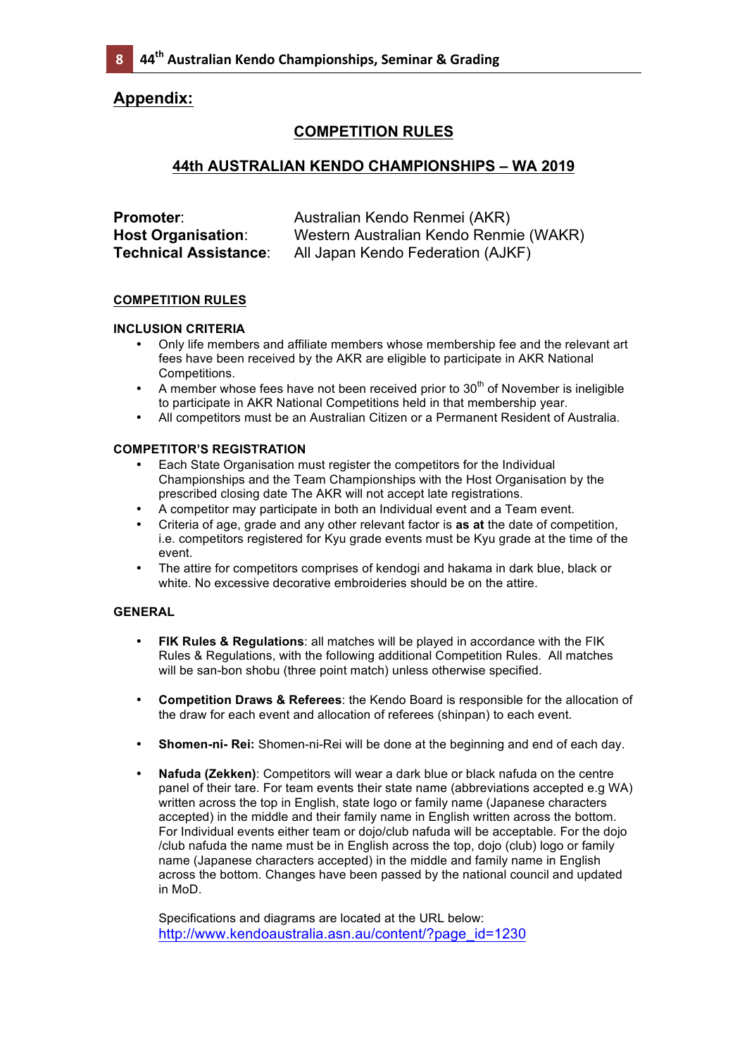## Appendix:

### COMPETITION RULES

### 44th AUSTRALIAN KENDO CHAMPIONSHIPS – WA 2019

**Promoter**: Australian Kendo Renmei (AKR)
**Host Organisation**: Western Australian Kendo Renmie (WAKR)
**Technical Assistance**: All Japan Kendo Federation (AJKF)

#### COMPETITION RULES

**INCLUSION CRITERIA**

- Only life members and affiliate members whose membership fee and the relevant art fees have been received by the AKR are eligible to participate in AKR National Competitions.
- A member whose fees have not been received prior to 30th of November is ineligible to participate in AKR National Competitions held in that membership year.
- All competitors must be an Australian Citizen or a Permanent Resident of Australia.

**COMPETITOR'S REGISTRATION**

- Each State Organisation must register the competitors for the Individual Championships and the Team Championships with the Host Organisation by the prescribed closing date The AKR will not accept late registrations.
- A competitor may participate in both an Individual event and a Team event.
- Criteria of age, grade and any other relevant factor is **as at** the date of competition, i.e. competitors registered for Kyu grade events must be Kyu grade at the time of the event.
- The attire for competitors comprises of kendogi and hakama in dark blue, black or white. No excessive decorative embroideries should be on the attire.

**GENERAL**

- **FIK Rules & Regulations**: all matches will be played in accordance with the FIK Rules & Regulations, with the following additional Competition Rules. All matches will be san-bon shobu (three point match) unless otherwise specified.
- **Competition Draws & Referees**: the Kendo Board is responsible for the allocation of the draw for each event and allocation of referees (shinpan) to each event.
- **Shomen-ni- Rei:** Shomen-ni-Rei will be done at the beginning and end of each day.
- **Nafuda (Zekken)**: Competitors will wear a dark blue or black nafuda on the centre panel of their tare. For team events their state name (abbreviations accepted e.g WA) written across the top in English, state logo or family name (Japanese characters accepted) in the middle and their family name in English written across the bottom. For Individual events either team or dojo/club nafuda will be acceptable. For the dojo /club nafuda the name must be in English across the top, dojo (club) logo or family name (Japanese characters accepted) in the middle and family name in English across the bottom. Changes have been passed by the national council and updated in MoD.

  Specifications and diagrams are located at the URL below:
  http://www.kendoaustralia.asn.au/content/?page_id=1230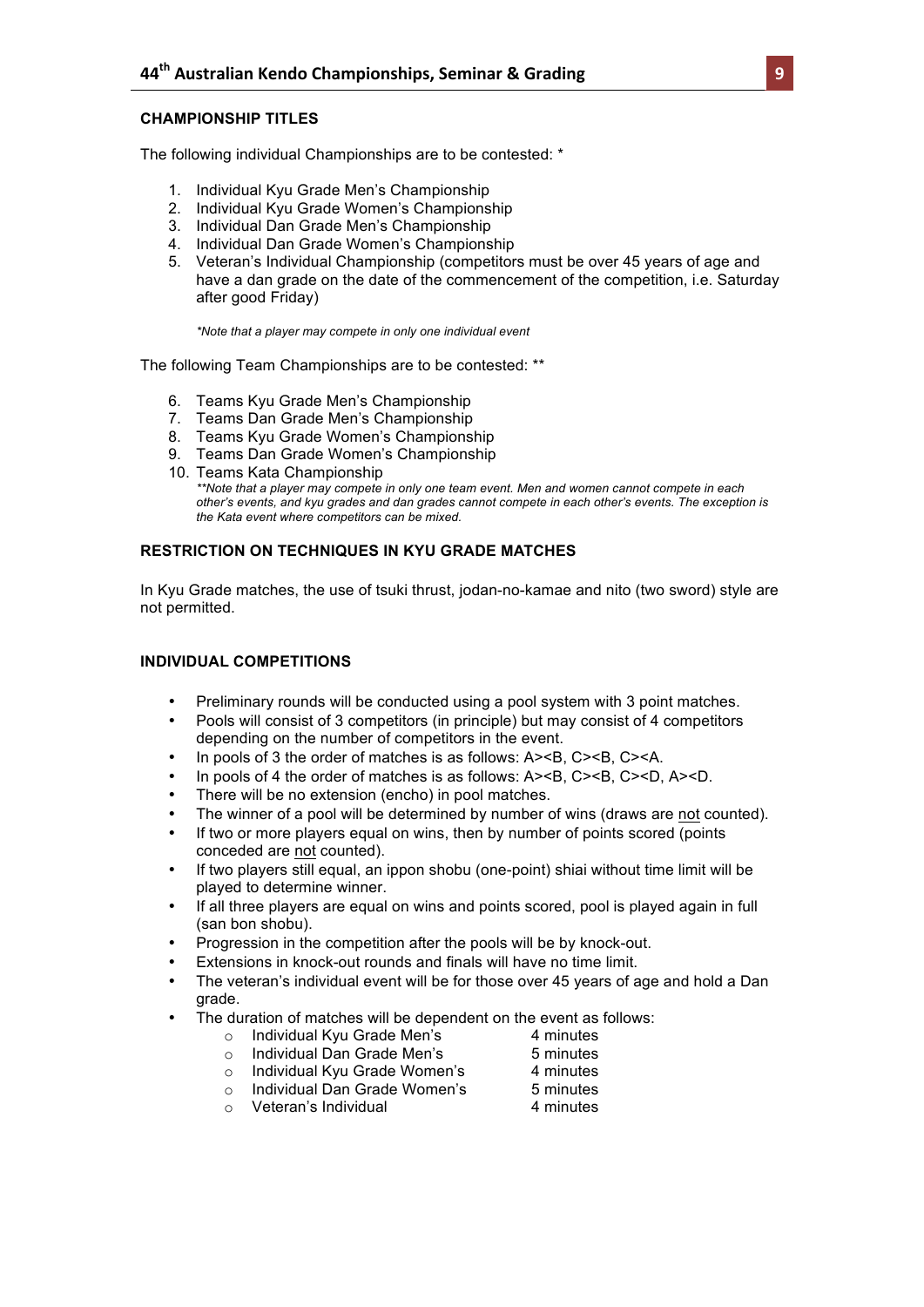## CHAMPIONSHIP TITLES

The following individual Championships are to be contested: *

1. Individual Kyu Grade Men's Championship
2. Individual Kyu Grade Women's Championship
3. Individual Dan Grade Men's Championship
4. Individual Dan Grade Women's Championship
5. Veteran's Individual Championship (competitors must be over 45 years of age and have a dan grade on the date of the commencement of the competition, i.e. Saturday after good Friday)

*\*Note that a player may compete in only one individual event*

The following Team Championships are to be contested: **

6. Teams Kyu Grade Men's Championship
7. Teams Dan Grade Men's Championship
8. Teams Kyu Grade Women's Championship
9. Teams Dan Grade Women's Championship
10. Teams Kata Championship

*\*\*Note that a player may compete in only one team event. Men and women cannot compete in each other's events, and kyu grades and dan grades cannot compete in each other's events. The exception is the Kata event where competitors can be mixed.*

## RESTRICTION ON TECHNIQUES IN KYU GRADE MATCHES

In Kyu Grade matches, the use of tsuki thrust, jodan-no-kamae and nito (two sword) style are not permitted.

## INDIVIDUAL COMPETITIONS

- Preliminary rounds will be conducted using a pool system with 3 point matches.
- Pools will consist of 3 competitors (in principle) but may consist of 4 competitors depending on the number of competitors in the event.
- In pools of 3 the order of matches is as follows: A><B, C><B, C><A.
- In pools of 4 the order of matches is as follows: A><B, C><B, C><D, A><D.
- There will be no extension (encho) in pool matches.
- The winner of a pool will be determined by number of wins (draws are <u>not</u> counted).
- If two or more players equal on wins, then by number of points scored (points conceded are <u>not</u> counted).
- If two players still equal, an ippon shobu (one-point) shiai without time limit will be played to determine winner.
- If all three players are equal on wins and points scored, pool is played again in full (san bon shobu).
- Progression in the competition after the pools will be by knock-out.
- Extensions in knock-out rounds and finals will have no time limit.
- The veteran's individual event will be for those over 45 years of age and hold a Dan grade.
- The duration of matches will be dependent on the event as follows:
  - Individual Kyu Grade Men's — 4 minutes
  - Individual Dan Grade Men's — 5 minutes
  - Individual Kyu Grade Women's — 4 minutes
  - Individual Dan Grade Women's — 5 minutes
  - Veteran's Individual — 4 minutes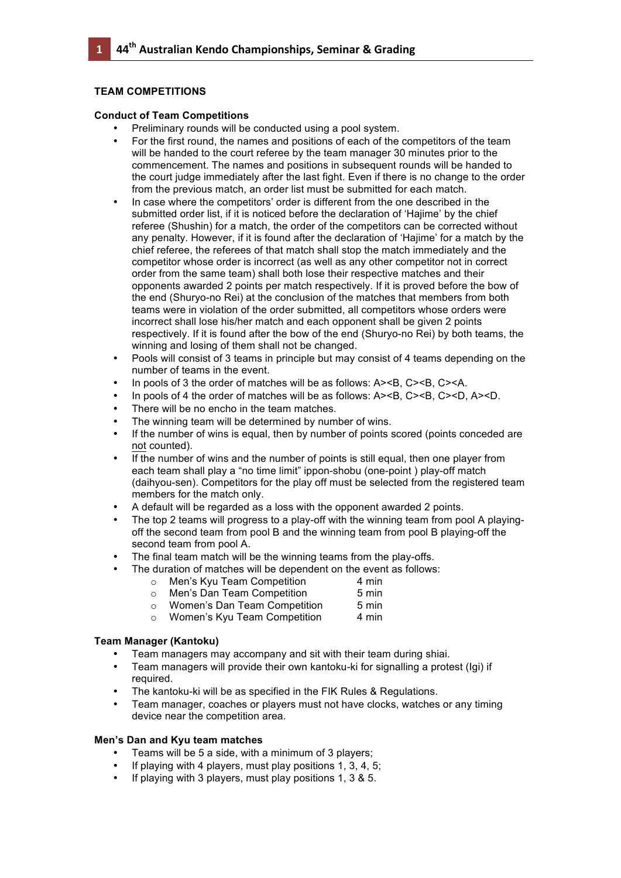## TEAM COMPETITIONS

### Conduct of Team Competitions

- Preliminary rounds will be conducted using a pool system.
- For the first round, the names and positions of each of the competitors of the team will be handed to the court referee by the team manager 30 minutes prior to the commencement. The names and positions in subsequent rounds will be handed to the court judge immediately after the last fight. Even if there is no change to the order from the previous match, an order list must be submitted for each match.
- In case where the competitors' order is different from the one described in the submitted order list, if it is noticed before the declaration of 'Hajime' by the chief referee (Shushin) for a match, the order of the competitors can be corrected without any penalty. However, if it is found after the declaration of 'Hajime' for a match by the chief referee, the referees of that match shall stop the match immediately and the competitor whose order is incorrect (as well as any other competitor not in correct order from the same team) shall both lose their respective matches and their opponents awarded 2 points per match respectively. If it is proved before the bow of the end (Shuryo-no Rei) at the conclusion of the matches that members from both teams were in violation of the order submitted, all competitors whose orders were incorrect shall lose his/her match and each opponent shall be given 2 points respectively. If it is found after the bow of the end (Shuryo-no Rei) by both teams, the winning and losing of them shall not be changed.
- Pools will consist of 3 teams in principle but may consist of 4 teams depending on the number of teams in the event.
- In pools of 3 the order of matches will be as follows: A><B, C><B, C><A.
- In pools of 4 the order of matches will be as follows: A><B, C><B, C><D, A><D.
- There will be no encho in the team matches.
- The winning team will be determined by number of wins.
- If the number of wins is equal, then by number of points scored (points conceded are <u>not</u> counted).
- If the number of wins and the number of points is still equal, then one player from each team shall play a "no time limit" ippon-shobu (one-point ) play-off match (daihyou-sen). Competitors for the play off must be selected from the registered team members for the match only.
- A default will be regarded as a loss with the opponent awarded 2 points.
- The top 2 teams will progress to a play-off with the winning team from pool A playing-off the second team from pool B and the winning team from pool B playing-off the second team from pool A.
- The final team match will be the winning teams from the play-offs.
- The duration of matches will be dependent on the event as follows:
  - Men's Kyu Team Competition 4 min
  - Men's Dan Team Competition 5 min
  - Women's Dan Team Competition 5 min
  - Women's Kyu Team Competition 4 min

### Team Manager (Kantoku)

- Team managers may accompany and sit with their team during shiai.
- Team managers will provide their own kantoku-ki for signalling a protest (Igi) if required.
- The kantoku-ki will be as specified in the FIK Rules & Regulations.
- Team manager, coaches or players must not have clocks, watches or any timing device near the competition area.

### Men's Dan and Kyu team matches

- Teams will be 5 a side, with a minimum of 3 players;
- If playing with 4 players, must play positions 1, 3, 4, 5;
- If playing with 3 players, must play positions 1, 3 & 5.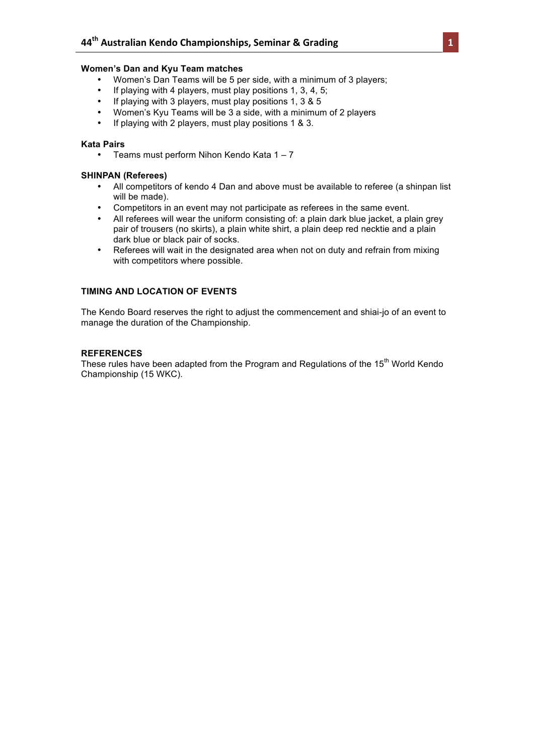**Women's Dan and Kyu Team matches**

- Women's Dan Teams will be 5 per side, with a minimum of 3 players;
- If playing with 4 players, must play positions 1, 3, 4, 5;
- If playing with 3 players, must play positions 1, 3 & 5
- Women's Kyu Teams will be 3 a side, with a minimum of 2 players
- If playing with 2 players, must play positions 1 & 3.

**Kata Pairs**

- Teams must perform Nihon Kendo Kata 1 – 7

**SHINPAN (Referees)**

- All competitors of kendo 4 Dan and above must be available to referee (a shinpan list will be made).
- Competitors in an event may not participate as referees in the same event.
- All referees will wear the uniform consisting of: a plain dark blue jacket, a plain grey pair of trousers (no skirts), a plain white shirt, a plain deep red necktie and a plain dark blue or black pair of socks.
- Referees will wait in the designated area when not on duty and refrain from mixing with competitors where possible.

**TIMING AND LOCATION OF EVENTS**

The Kendo Board reserves the right to adjust the commencement and shiai-jo of an event to manage the duration of the Championship.

**REFERENCES**

These rules have been adapted from the Program and Regulations of the 15th World Kendo Championship (15 WKC).